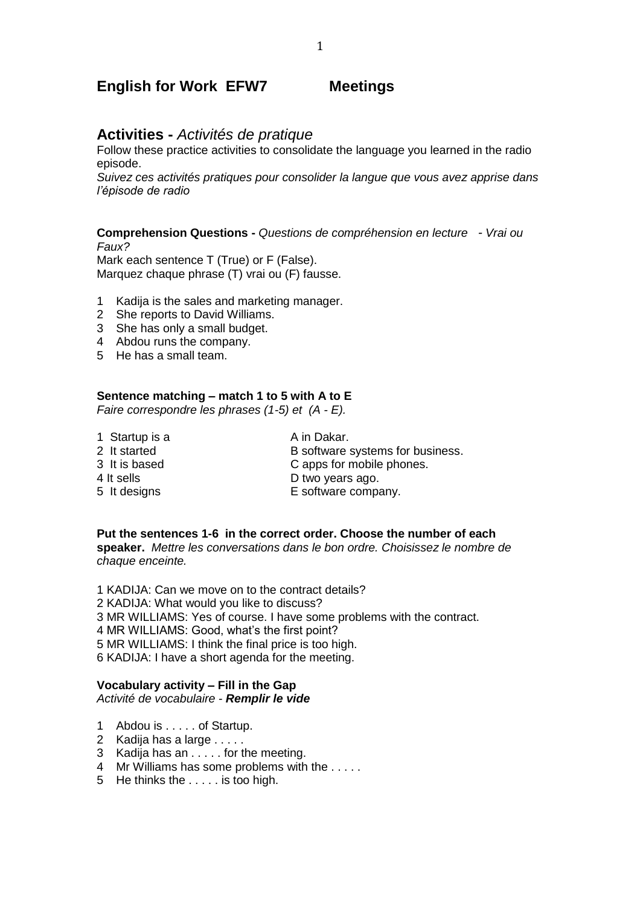## English for Work EFW7 Meetings

## Activities - *Activités de pratique*

Follow these practice activities to consolidate the language you learned in the radio episode.

*Suivez ces activités pratiques pour consolider la langue que vous avez apprise dans l'épisode de radio*

**Comprehension Questions -** *Questions de compréhension en lecture - Vrai ou Faux?*

Mark each sentence T (True) or F (False).

Marquez chaque phrase (T) vrai ou (F) fausse.

1 Kadija is the sales and marketing manager.
2 She reports to David Williams.
3 She has only a small budget.
4 Abdou runs the company.
5 He has a small team.

**Sentence matching – match 1 to 5 with A to E**

*Faire correspondre les phrases (1-5) et (A - E).*

| | |
|---|---|
| 1 Startup is a | A in Dakar. |
| 2 It started | B software systems for business. |
| 3 It is based | C apps for mobile phones. |
| 4 It sells | D two years ago. |
| 5 It designs | E software company. |

**Put the sentences 1-6 in the correct order. Choose the number of each speaker.** *Mettre les conversations dans le bon ordre. Choisissez le nombre de chaque enceinte.*

1 KADIJA: Can we move on to the contract details?
2 KADIJA: What would you like to discuss?
3 MR WILLIAMS: Yes of course. I have some problems with the contract.
4 MR WILLIAMS: Good, what's the first point?
5 MR WILLIAMS: I think the final price is too high.
6 KADIJA: I have a short agenda for the meeting.

**Vocabulary activity – Fill in the Gap**

*Activité de vocabulaire -* ***Remplir le vide***

1 Abdou is . . . . . of Startup.
2 Kadija has a large . . . . .
3 Kadija has an . . . . . for the meeting.
4 Mr Williams has some problems with the . . . . .
5 He thinks the . . . . . is too high.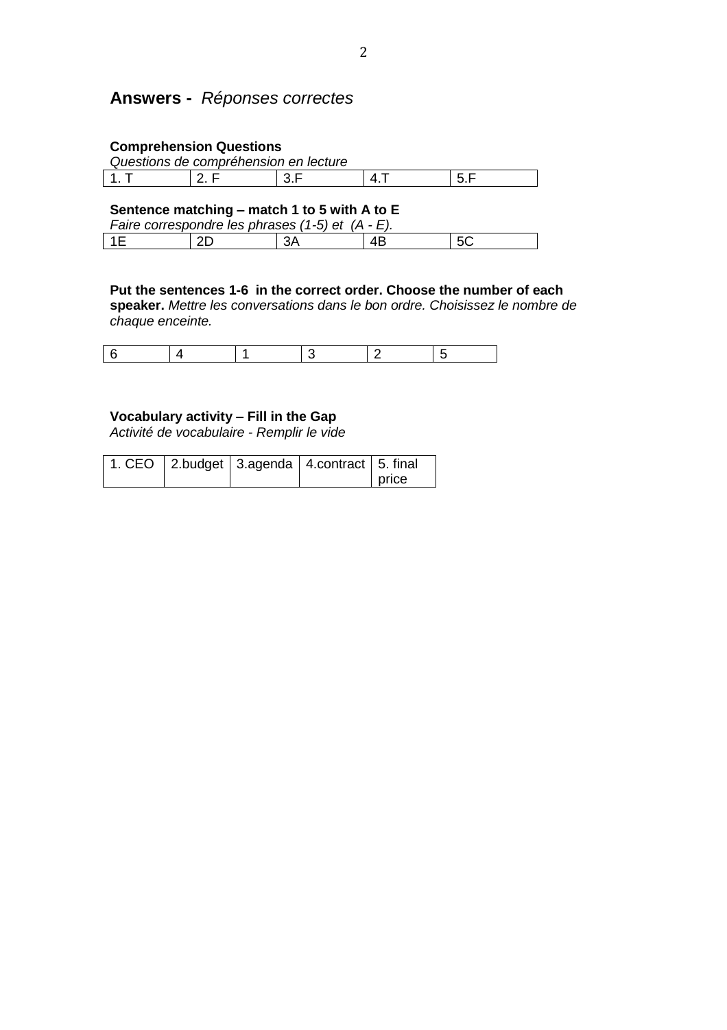## **Answers -** *Réponses correctes*

**Comprehension Questions**
*Questions de compréhension en lecture*

| | | | | |
|---|---|---|---|---|
| 1. T | 2. F | 3.F | 4.T | 5.F |

**Sentence matching – match 1 to 5 with A to E**
*Faire correspondre les phrases (1-5) et (A - E).*

| | | | | |
|---|---|---|---|---|
| 1E | 2D | 3A | 4B | 5C |

**Put the sentences 1-6 in the correct order. Choose the number of each speaker.** *Mettre les conversations dans le bon ordre. Choisissez le nombre de chaque enceinte.*

| | | | | | |
|---|---|---|---|---|---|
| 6 | 4 | 1 | 3 | 2 | 5 |

**Vocabulary activity – Fill in the Gap**
*Activité de vocabulaire - Remplir le vide*

| | | | | |
|---|---|---|---|---|
| 1. CEO | 2.budget | 3.agenda | 4.contract | 5. final price |